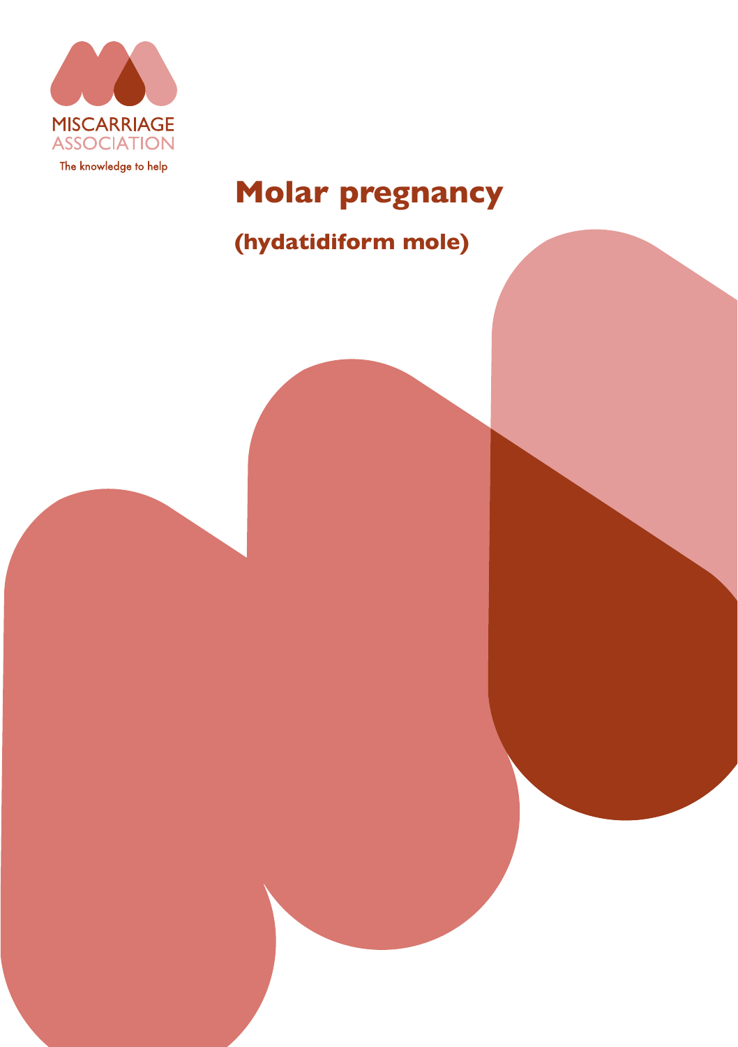MISCARRIAGE ASSOCIATION

The knowledge to help

# Molar pregnancy

## (hydatidiform mole)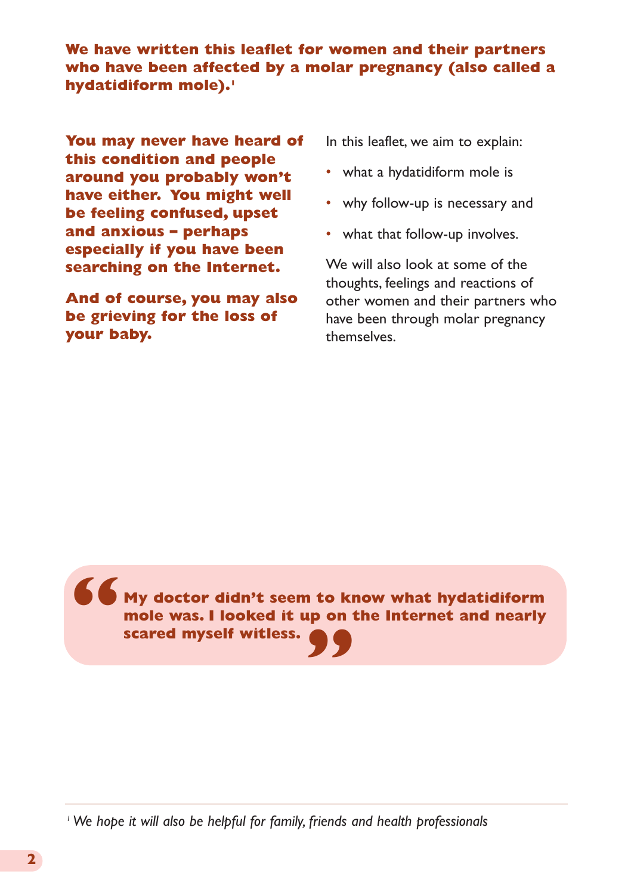**We have written this leaflet for women and their partners who have been affected by a molar pregnancy (also called a hydatidiform mole).[1]**

**You may never have heard of this condition and people around you probably won't have either. You might well be feeling confused, upset and anxious – perhaps especially if you have been searching on the Internet.**

**And of course, you may also be grieving for the loss of your baby.**

In this leaflet, we aim to explain:

- what a hydatidiform mole is
- why follow-up is necessary and
- what that follow-up involves.

We will also look at some of the thoughts, feelings and reactions of other women and their partners who have been through molar pregnancy themselves.

> **"My doctor didn't seem to know what hydatidiform mole was. I looked it up on the Internet and nearly scared myself witless."**

[1] *We hope it will also be helpful for family, friends and health professionals*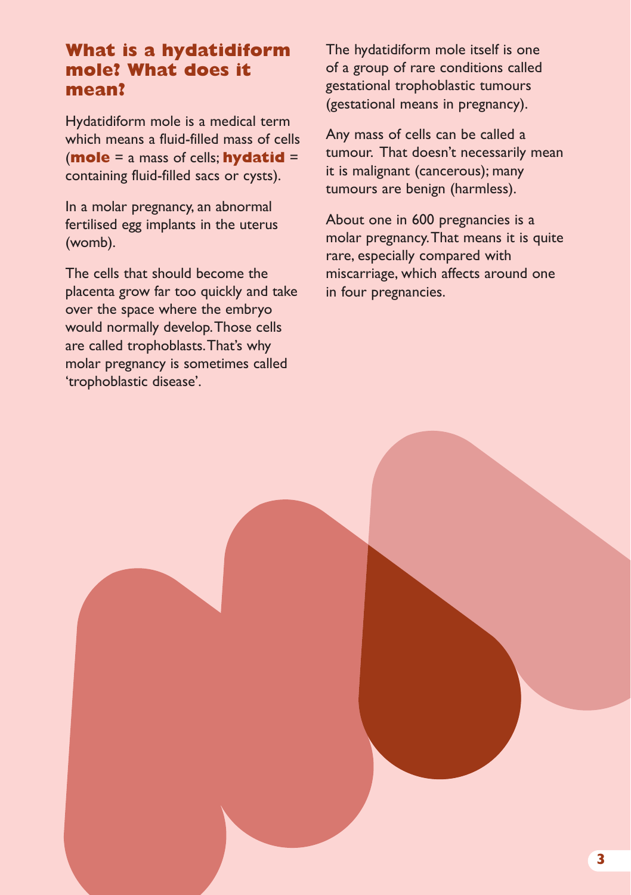## What is a hydatidiform mole? What does it mean?

Hydatidiform mole is a medical term which means a fluid-filled mass of cells (**mole** = a mass of cells; **hydatid** = containing fluid-filled sacs or cysts).

In a molar pregnancy, an abnormal fertilised egg implants in the uterus (womb).

The cells that should become the placenta grow far too quickly and take over the space where the embryo would normally develop. Those cells are called trophoblasts. That's why molar pregnancy is sometimes called 'trophoblastic disease'.

The hydatidiform mole itself is one of a group of rare conditions called gestational trophoblastic tumours (gestational means in pregnancy).

Any mass of cells can be called a tumour. That doesn't necessarily mean it is malignant (cancerous); many tumours are benign (harmless).

About one in 600 pregnancies is a molar pregnancy. That means it is quite rare, especially compared with miscarriage, which affects around one in four pregnancies.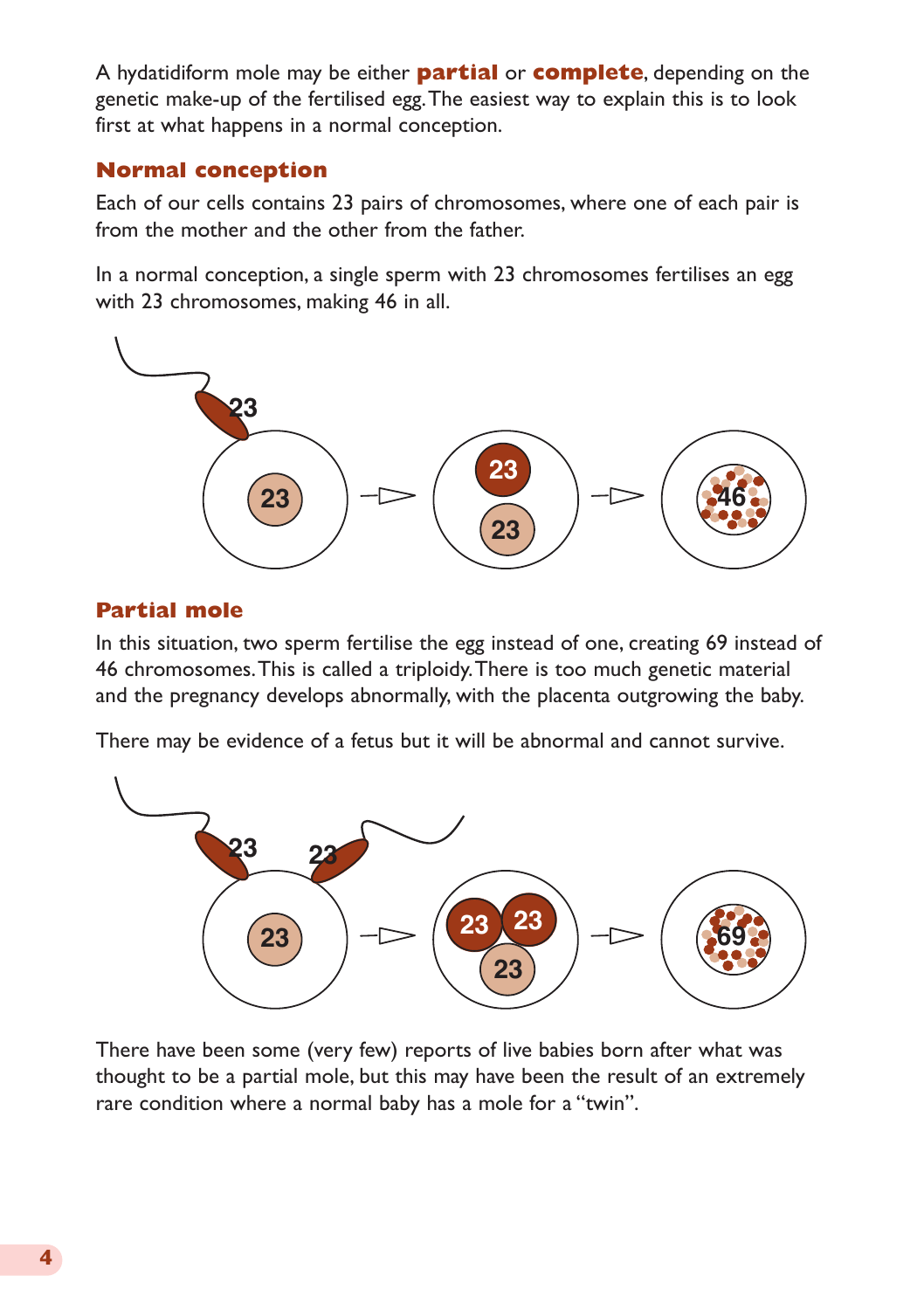A hydatidiform mole may be either **partial** or **complete**, depending on the genetic make-up of the fertilised egg. The easiest way to explain this is to look first at what happens in a normal conception.

## Normal conception

Each of our cells contains 23 pairs of chromosomes, where one of each pair is from the mother and the other from the father.

In a normal conception, a single sperm with 23 chromosomes fertilises an egg with 23 chromosomes, making 46 in all.

## Partial mole

In this situation, two sperm fertilise the egg instead of one, creating 69 instead of 46 chromosomes. This is called a triploidy. There is too much genetic material and the pregnancy develops abnormally, with the placenta outgrowing the baby.

There may be evidence of a fetus but it will be abnormal and cannot survive.

There have been some (very few) reports of live babies born after what was thought to be a partial mole, but this may have been the result of an extremely rare condition where a normal baby has a mole for a "twin".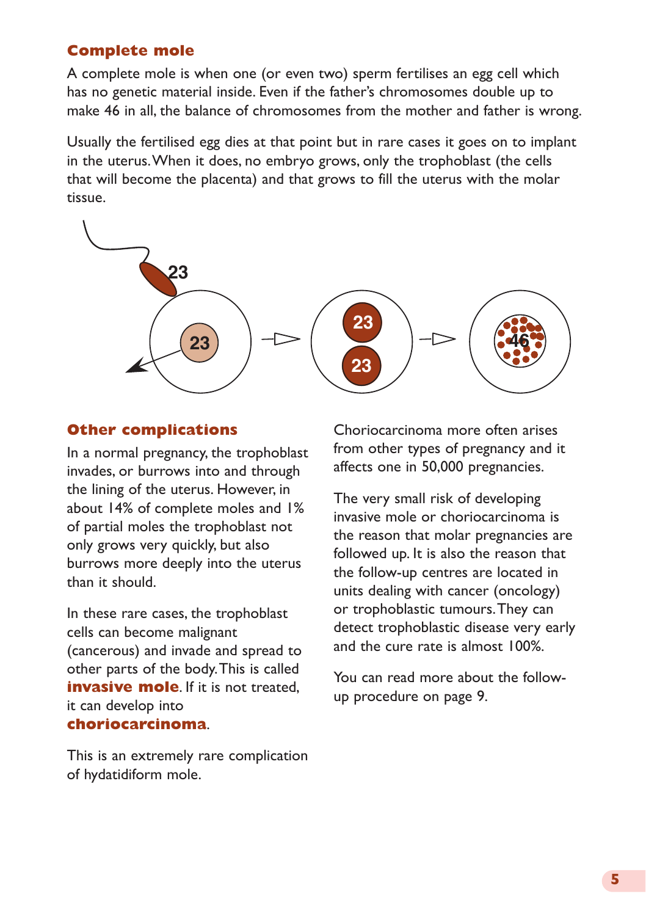## Complete mole

A complete mole is when one (or even two) sperm fertilises an egg cell which has no genetic material inside. Even if the father's chromosomes double up to make 46 in all, the balance of chromosomes from the mother and father is wrong.

Usually the fertilised egg dies at that point but in rare cases it goes on to implant in the uterus. When it does, no embryo grows, only the trophoblast (the cells that will become the placenta) and that grows to fill the uterus with the molar tissue.

## Other complications

In a normal pregnancy, the trophoblast invades, or burrows into and through the lining of the uterus. However, in about 14% of complete moles and 1% of partial moles the trophoblast not only grows very quickly, but also burrows more deeply into the uterus than it should.

In these rare cases, the trophoblast cells can become malignant (cancerous) and invade and spread to other parts of the body. This is called **invasive mole**. If it is not treated, it can develop into **choriocarcinoma**.

This is an extremely rare complication of hydatidiform mole.

Choriocarcinoma more often arises from other types of pregnancy and it affects one in 50,000 pregnancies.

The very small risk of developing invasive mole or choriocarcinoma is the reason that molar pregnancies are followed up. It is also the reason that the follow-up centres are located in units dealing with cancer (oncology) or trophoblastic tumours. They can detect trophoblastic disease very early and the cure rate is almost 100%.

You can read more about the follow-up procedure on page 9.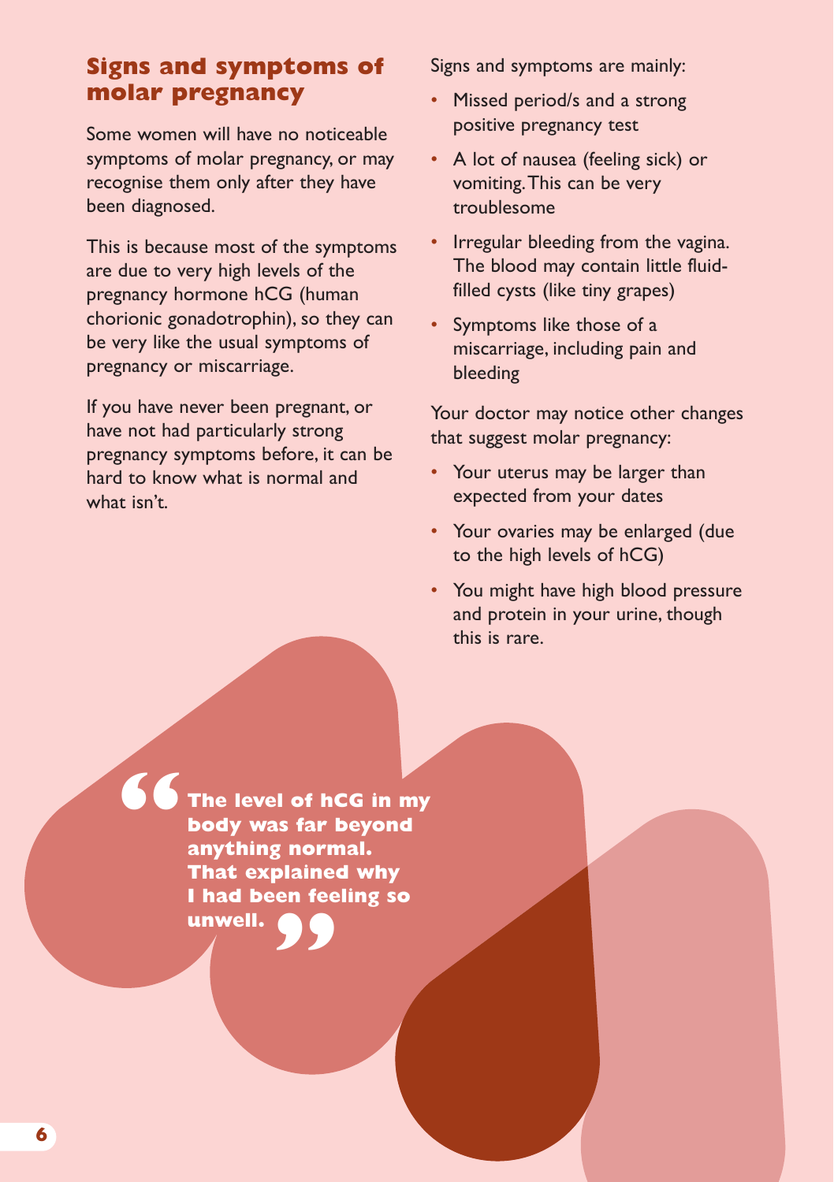## Signs and symptoms of molar pregnancy

Some women will have no noticeable symptoms of molar pregnancy, or may recognise them only after they have been diagnosed.

This is because most of the symptoms are due to very high levels of the pregnancy hormone hCG (human chorionic gonadotrophin), so they can be very like the usual symptoms of pregnancy or miscarriage.

If you have never been pregnant, or have not had particularly strong pregnancy symptoms before, it can be hard to know what is normal and what isn't.

Signs and symptoms are mainly:

- Missed period/s and a strong positive pregnancy test
- A lot of nausea (feeling sick) or vomiting. This can be very troublesome
- Irregular bleeding from the vagina. The blood may contain little fluid-filled cysts (like tiny grapes)
- Symptoms like those of a miscarriage, including pain and bleeding

Your doctor may notice other changes that suggest molar pregnancy:

- Your uterus may be larger than expected from your dates
- Your ovaries may be enlarged (due to the high levels of hCG)
- You might have high blood pressure and protein in your urine, though this is rare.

> **"The level of hCG in my body was far beyond anything normal. That explained why I had been feeling so unwell."**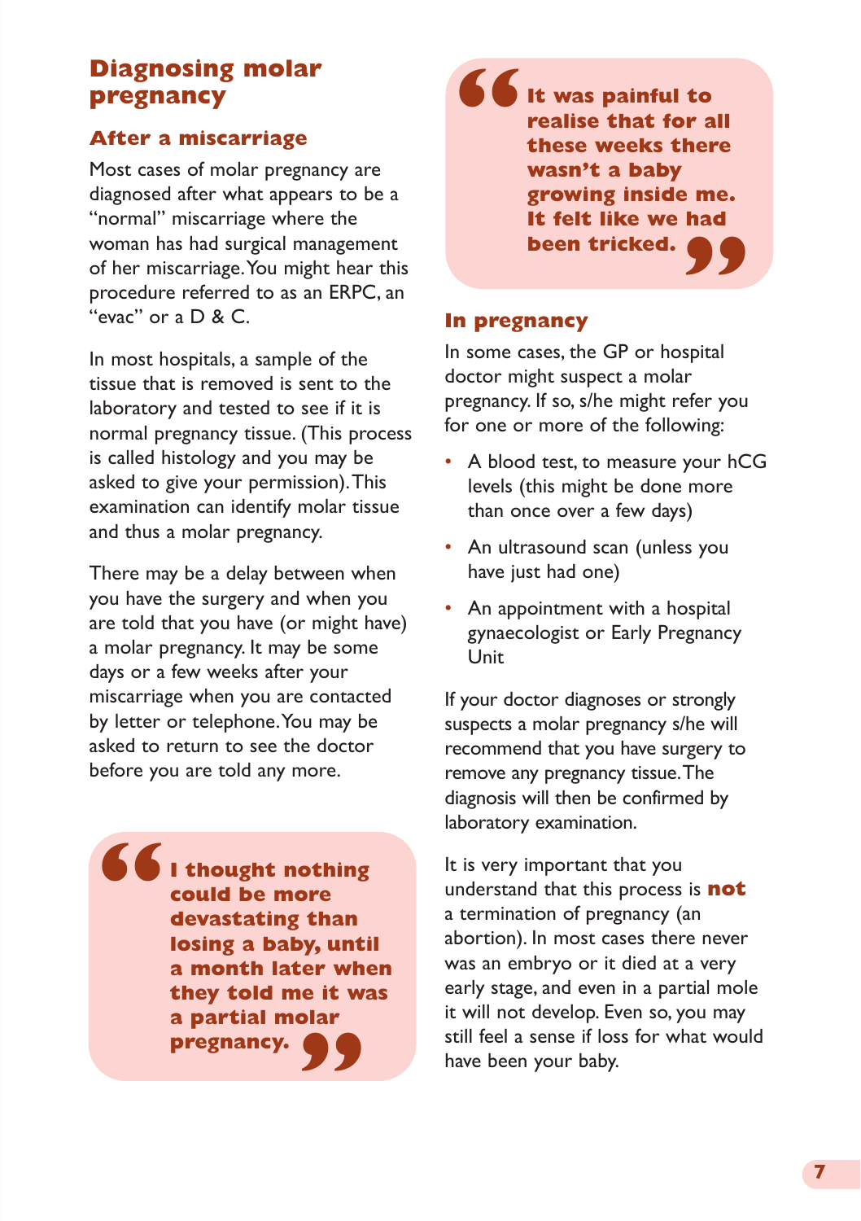## Diagnosing molar pregnancy

### After a miscarriage

Most cases of molar pregnancy are diagnosed after what appears to be a "normal" miscarriage where the woman has had surgical management of her miscarriage. You might hear this procedure referred to as an ERPC, an "evac" or a D & C.

In most hospitals, a sample of the tissue that is removed is sent to the laboratory and tested to see if it is normal pregnancy tissue. (This process is called histology and you may be asked to give your permission). This examination can identify molar tissue and thus a molar pregnancy.

There may be a delay between when you have the surgery and when you are told that you have (or might have) a molar pregnancy. It may be some days or a few weeks after your miscarriage when you are contacted by letter or telephone. You may be asked to return to see the doctor before you are told any more.

> **"I thought nothing could be more devastating than losing a baby, until a month later when they told me it was a partial molar pregnancy."**

> **"It was painful to realise that for all these weeks there wasn't a baby growing inside me. It felt like we had been tricked."**

### In pregnancy

In some cases, the GP or hospital doctor might suspect a molar pregnancy. If so, s/he might refer you for one or more of the following:

- A blood test, to measure your hCG levels (this might be done more than once over a few days)
- An ultrasound scan (unless you have just had one)
- An appointment with a hospital gynaecologist or Early Pregnancy Unit

If your doctor diagnoses or strongly suspects a molar pregnancy s/he will recommend that you have surgery to remove any pregnancy tissue. The diagnosis will then be confirmed by laboratory examination.

It is very important that you understand that this process is **not** a termination of pregnancy (an abortion). In most cases there never was an embryo or it died at a very early stage, and even in a partial mole it will not develop. Even so, you may still feel a sense if loss for what would have been your baby.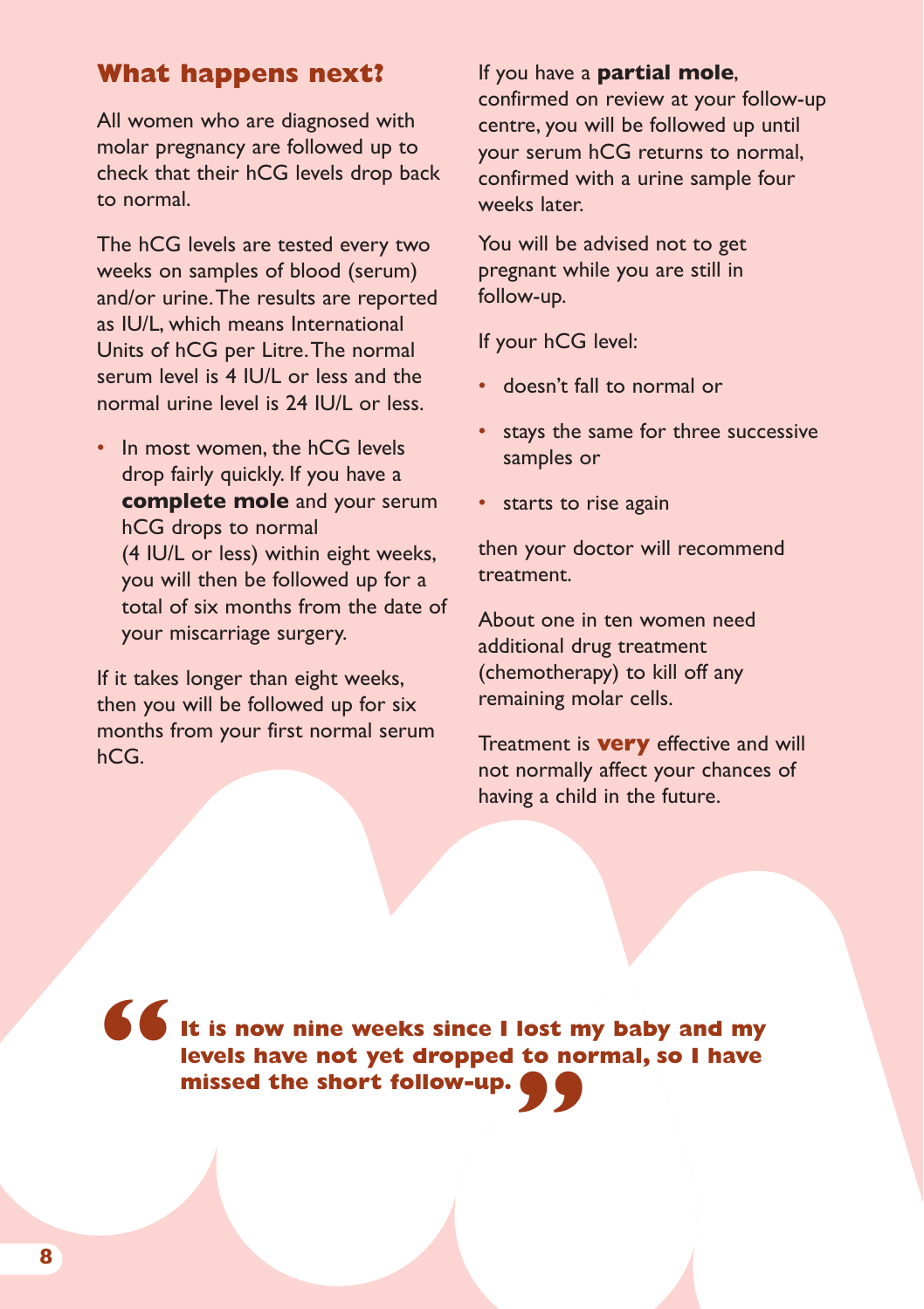## What happens next?

All women who are diagnosed with molar pregnancy are followed up to check that their hCG levels drop back to normal.

The hCG levels are tested every two weeks on samples of blood (serum) and/or urine. The results are reported as IU/L, which means International Units of hCG per Litre. The normal serum level is 4 IU/L or less and the normal urine level is 24 IU/L or less.

- In most women, the hCG levels drop fairly quickly. If you have a **complete mole** and your serum hCG drops to normal (4 IU/L or less) within eight weeks, you will then be followed up for a total of six months from the date of your miscarriage surgery.

If it takes longer than eight weeks, then you will be followed up for six months from your first normal serum hCG.

If you have a **partial mole**, confirmed on review at your follow-up centre, you will be followed up until your serum hCG returns to normal, confirmed with a urine sample four weeks later.

You will be advised not to get pregnant while you are still in follow-up.

If your hCG level:

- doesn't fall to normal or
- stays the same for three successive samples or
- starts to rise again

then your doctor will recommend treatment.

About one in ten women need additional drug treatment (chemotherapy) to kill off any remaining molar cells.

Treatment is **very** effective and will not normally affect your chances of having a child in the future.

> **"It is now nine weeks since I lost my baby and my levels have not yet dropped to normal, so I have missed the short follow-up."**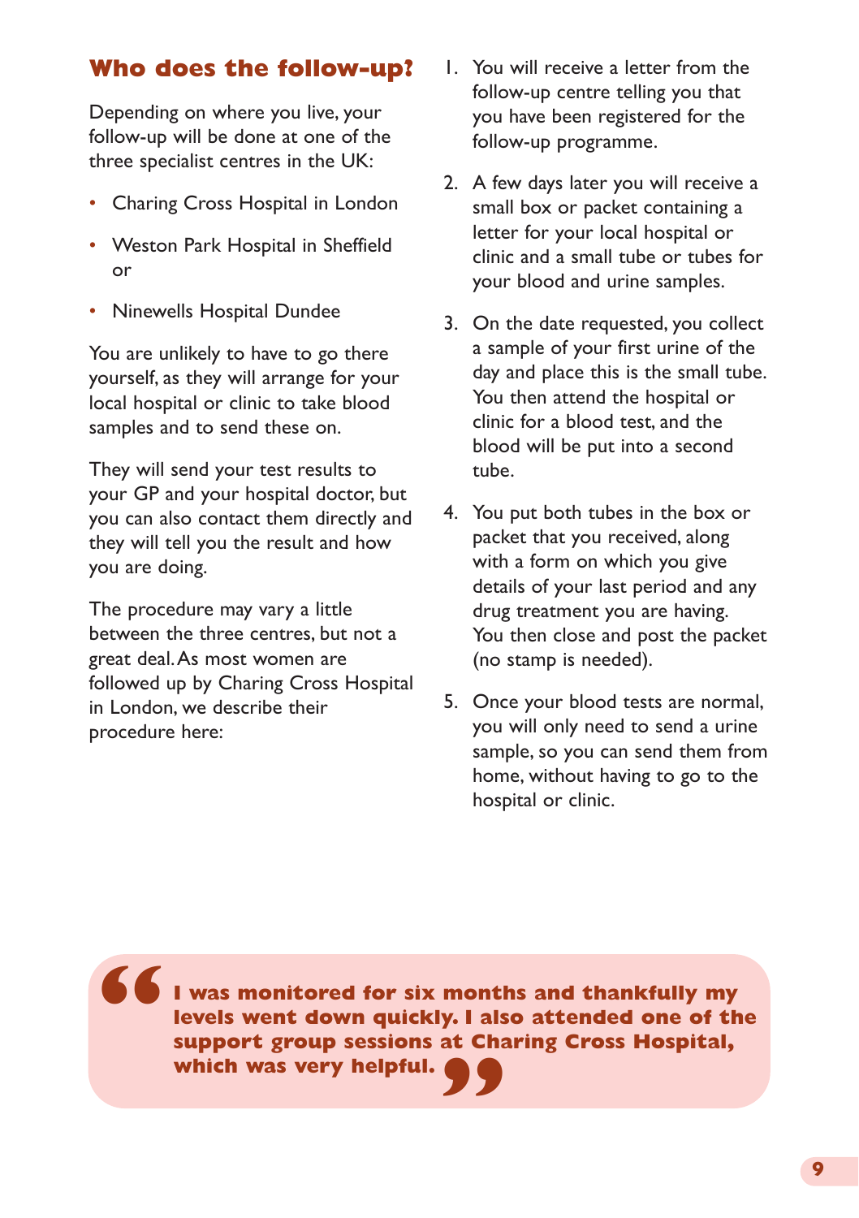## Who does the follow-up?

Depending on where you live, your follow-up will be done at one of the three specialist centres in the UK:

- Charing Cross Hospital in London
- Weston Park Hospital in Sheffield or
- Ninewells Hospital Dundee

You are unlikely to have to go there yourself, as they will arrange for your local hospital or clinic to take blood samples and to send these on.

They will send your test results to your GP and your hospital doctor, but you can also contact them directly and they will tell you the result and how you are doing.

The procedure may vary a little between the three centres, but not a great deal. As most women are followed up by Charing Cross Hospital in London, we describe their procedure here:

1. You will receive a letter from the follow-up centre telling you that you have been registered for the follow-up programme.
2. A few days later you will receive a small box or packet containing a letter for your local hospital or clinic and a small tube or tubes for your blood and urine samples.
3. On the date requested, you collect a sample of your first urine of the day and place this is the small tube. You then attend the hospital or clinic for a blood test, and the blood will be put into a second tube.
4. You put both tubes in the box or packet that you received, along with a form on which you give details of your last period and any drug treatment you are having. You then close and post the packet (no stamp is needed).
5. Once your blood tests are normal, you will only need to send a urine sample, so you can send them from home, without having to go to the hospital or clinic.

> **"I was monitored for six months and thankfully my levels went down quickly. I also attended one of the support group sessions at Charing Cross Hospital, which was very helpful."**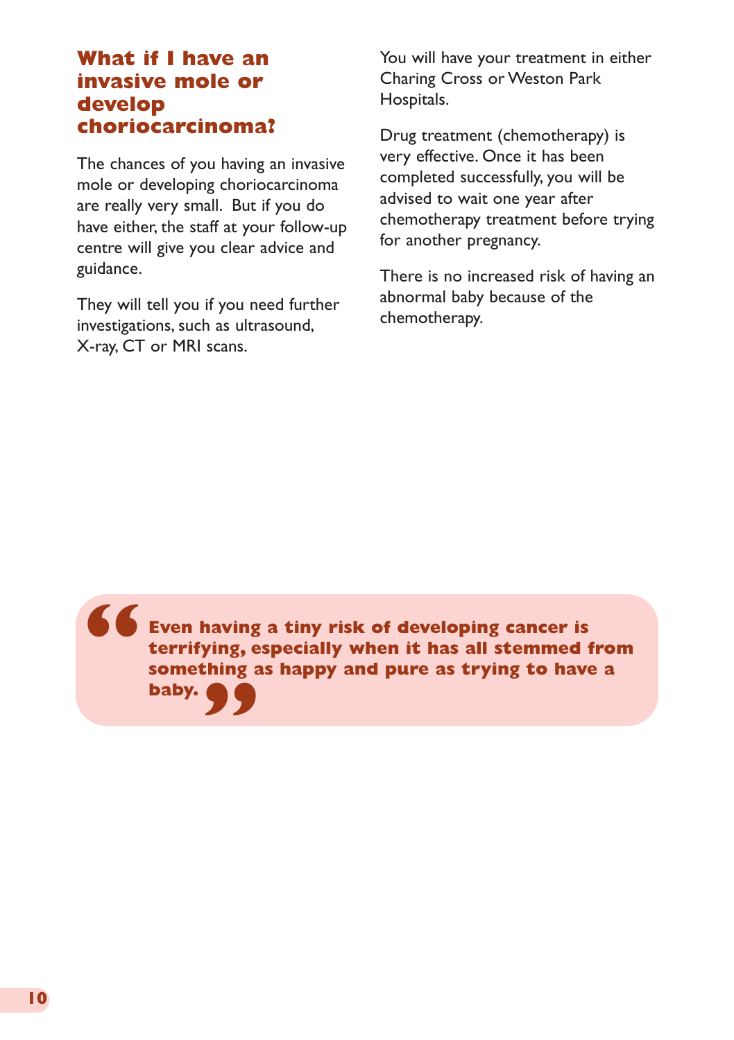## What if I have an invasive mole or develop choriocarcinoma?

The chances of you having an invasive mole or developing choriocarcinoma are really very small. But if you do have either, the staff at your follow-up centre will give you clear advice and guidance.

They will tell you if you need further investigations, such as ultrasound, X-ray, CT or MRI scans.

You will have your treatment in either Charing Cross or Weston Park Hospitals.

Drug treatment (chemotherapy) is very effective. Once it has been completed successfully, you will be advised to wait one year after chemotherapy treatment before trying for another pregnancy.

There is no increased risk of having an abnormal baby because of the chemotherapy.

> **"Even having a tiny risk of developing cancer is terrifying, especially when it has all stemmed from something as happy and pure as trying to have a baby."**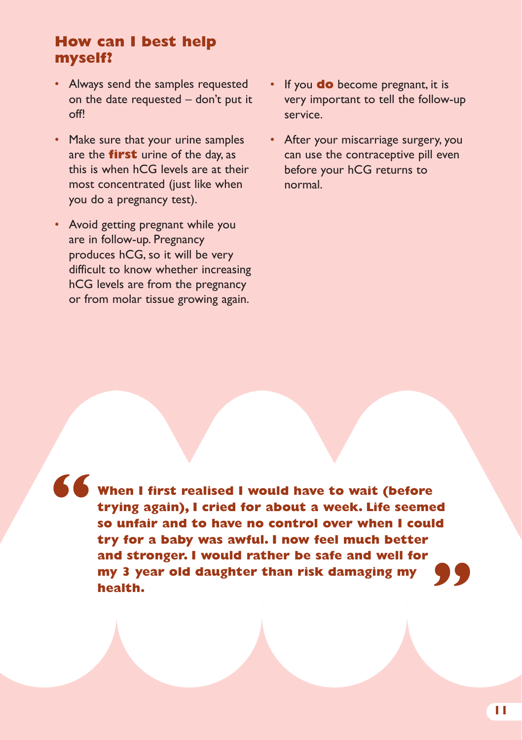## How can I best help myself?

- Always send the samples requested on the date requested – don't put it off!
- Make sure that your urine samples are the **first** urine of the day, as this is when hCG levels are at their most concentrated (just like when you do a pregnancy test).
- Avoid getting pregnant while you are in follow-up. Pregnancy produces hCG, so it will be very difficult to know whether increasing hCG levels are from the pregnancy or from molar tissue growing again.
- If you **do** become pregnant, it is very important to tell the follow-up service.
- After your miscarriage surgery, you can use the contraceptive pill even before your hCG returns to normal.

> **"When I first realised I would have to wait (before trying again), I cried for about a week. Life seemed so unfair and to have no control over when I could try for a baby was awful. I now feel much better and stronger. I would rather be safe and well for my 3 year old daughter than risk damaging my health."**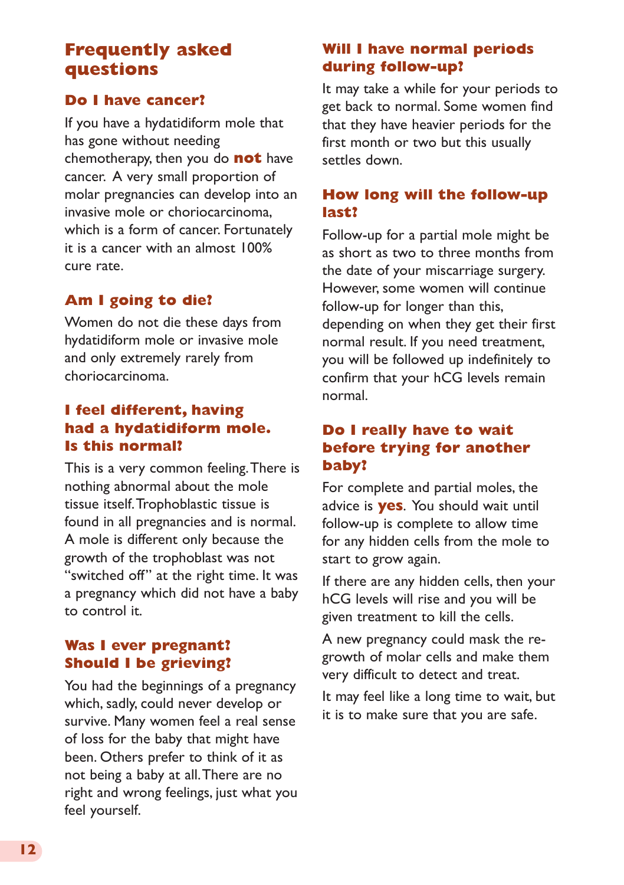# Frequently asked questions

## Do I have cancer?

If you have a hydatidiform mole that has gone without needing chemotherapy, then you do **not** have cancer. A very small proportion of molar pregnancies can develop into an invasive mole or choriocarcinoma, which is a form of cancer. Fortunately it is a cancer with an almost 100% cure rate.

## Am I going to die?

Women do not die these days from hydatidiform mole or invasive mole and only extremely rarely from choriocarcinoma.

## I feel different, having had a hydatidiform mole. Is this normal?

This is a very common feeling. There is nothing abnormal about the mole tissue itself. Trophoblastic tissue is found in all pregnancies and is normal. A mole is different only because the growth of the trophoblast was not "switched off" at the right time. It was a pregnancy which did not have a baby to control it.

## Was I ever pregnant? Should I be grieving?

You had the beginnings of a pregnancy which, sadly, could never develop or survive. Many women feel a real sense of loss for the baby that might have been. Others prefer to think of it as not being a baby at all. There are no right and wrong feelings, just what you feel yourself.

## Will I have normal periods during follow-up?

It may take a while for your periods to get back to normal. Some women find that they have heavier periods for the first month or two but this usually settles down.

## How long will the follow-up last?

Follow-up for a partial mole might be as short as two to three months from the date of your miscarriage surgery. However, some women will continue follow-up for longer than this, depending on when they get their first normal result. If you need treatment, you will be followed up indefinitely to confirm that your hCG levels remain normal.

## Do I really have to wait before trying for another baby?

For complete and partial moles, the advice is **yes**. You should wait until follow-up is complete to allow time for any hidden cells from the mole to start to grow again.

If there are any hidden cells, then your hCG levels will rise and you will be given treatment to kill the cells.

A new pregnancy could mask the re-growth of molar cells and make them very difficult to detect and treat.

It may feel like a long time to wait, but it is to make sure that you are safe.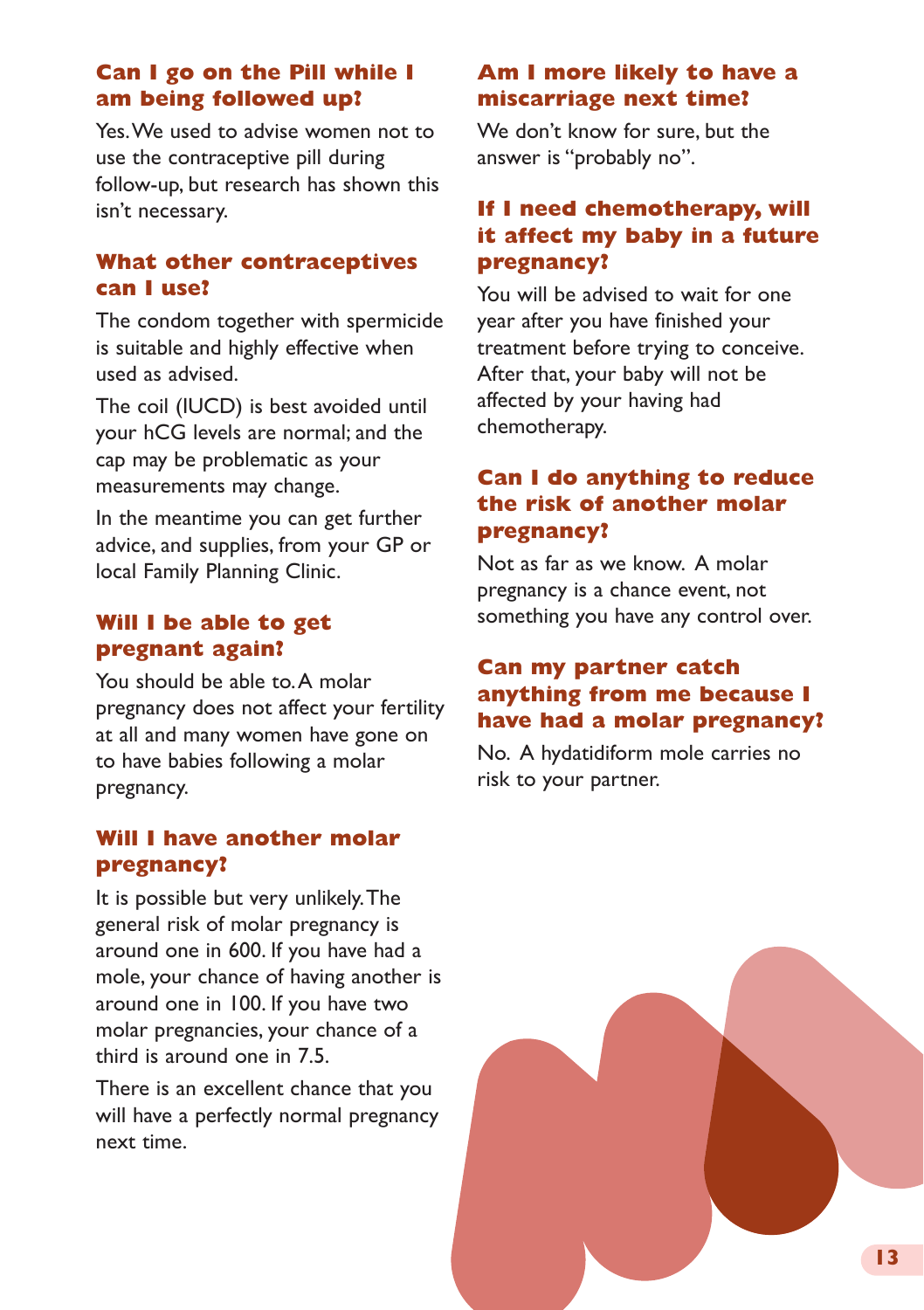### Can I go on the Pill while I am being followed up?

Yes. We used to advise women not to use the contraceptive pill during follow-up, but research has shown this isn't necessary.

### What other contraceptives can I use?

The condom together with spermicide is suitable and highly effective when used as advised.

The coil (IUCD) is best avoided until your hCG levels are normal; and the cap may be problematic as your measurements may change.

In the meantime you can get further advice, and supplies, from your GP or local Family Planning Clinic.

### Will I be able to get pregnant again?

You should be able to. A molar pregnancy does not affect your fertility at all and many women have gone on to have babies following a molar pregnancy.

### Will I have another molar pregnancy?

It is possible but very unlikely. The general risk of molar pregnancy is around one in 600. If you have had a mole, your chance of having another is around one in 100. If you have two molar pregnancies, your chance of a third is around one in 7.5.

There is an excellent chance that you will have a perfectly normal pregnancy next time.

### Am I more likely to have a miscarriage next time?

We don't know for sure, but the answer is "probably no".

### If I need chemotherapy, will it affect my baby in a future pregnancy?

You will be advised to wait for one year after you have finished your treatment before trying to conceive. After that, your baby will not be affected by your having had chemotherapy.

### Can I do anything to reduce the risk of another molar pregnancy?

Not as far as we know. A molar pregnancy is a chance event, not something you have any control over.

### Can my partner catch anything from me because I have had a molar pregnancy?

No. A hydatidiform mole carries no risk to your partner.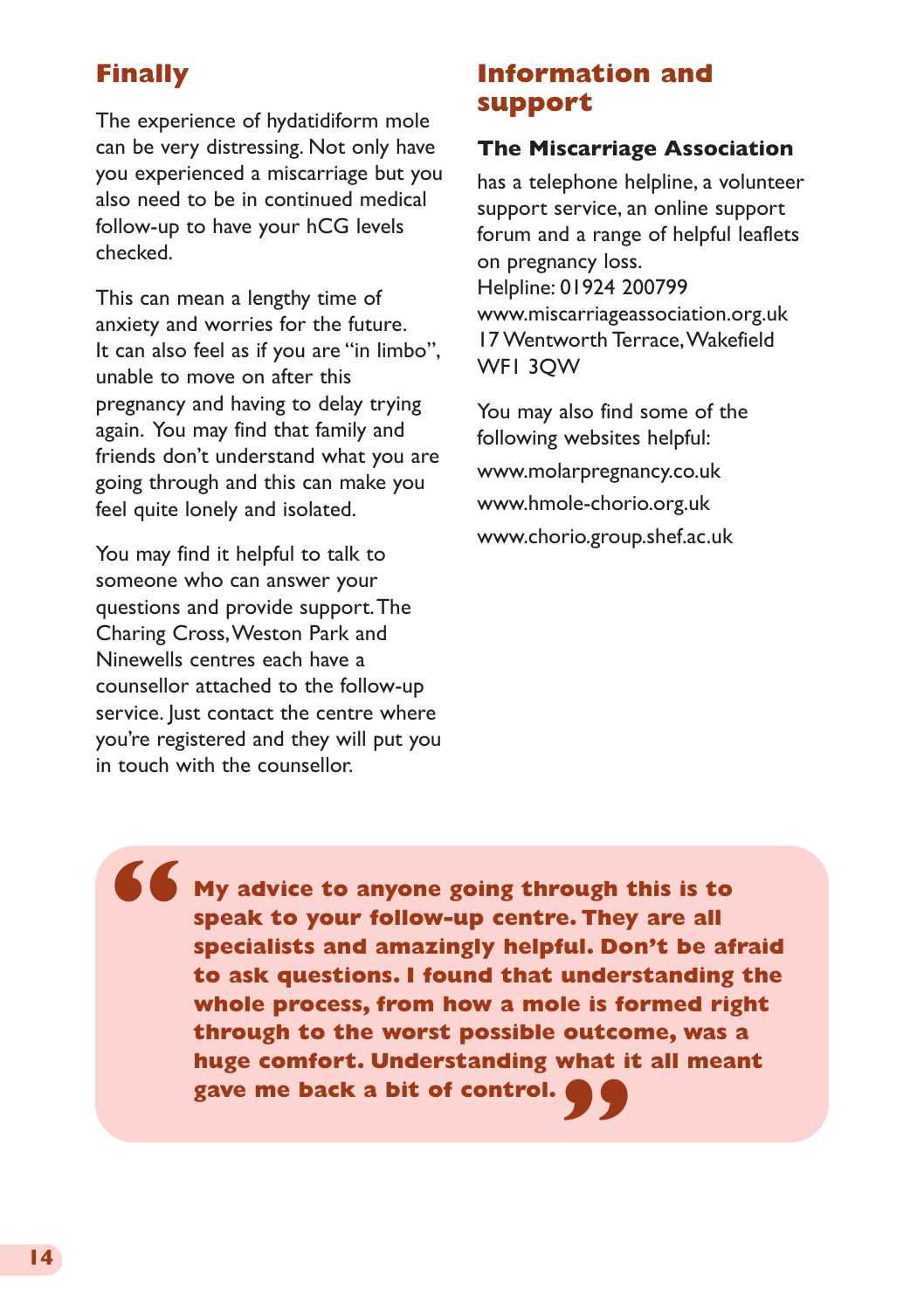## Finally

The experience of hydatidiform mole can be very distressing. Not only have you experienced a miscarriage but you also need to be in continued medical follow-up to have your hCG levels checked.

This can mean a lengthy time of anxiety and worries for the future. It can also feel as if you are "in limbo", unable to move on after this pregnancy and having to delay trying again. You may find that family and friends don't understand what you are going through and this can make you feel quite lonely and isolated.

You may find it helpful to talk to someone who can answer your questions and provide support. The Charing Cross, Weston Park and Ninewells centres each have a counsellor attached to the follow-up service. Just contact the centre where you're registered and they will put you in touch with the counsellor.

## Information and support

### The Miscarriage Association

has a telephone helpline, a volunteer support service, an online support forum and a range of helpful leaflets on pregnancy loss.
Helpline: 01924 200799
www.miscarriageassociation.org.uk
17 Wentworth Terrace, Wakefield WF1 3QW

You may also find some of the following websites helpful:

www.molarpregnancy.co.uk

www.hmole-chorio.org.uk

www.chorio.group.shef.ac.uk

> **"My advice to anyone going through this is to speak to your follow-up centre. They are all specialists and amazingly helpful. Don't be afraid to ask questions. I found that understanding the whole process, from how a mole is formed right through to the worst possible outcome, was a huge comfort. Understanding what it all meant gave me back a bit of control."**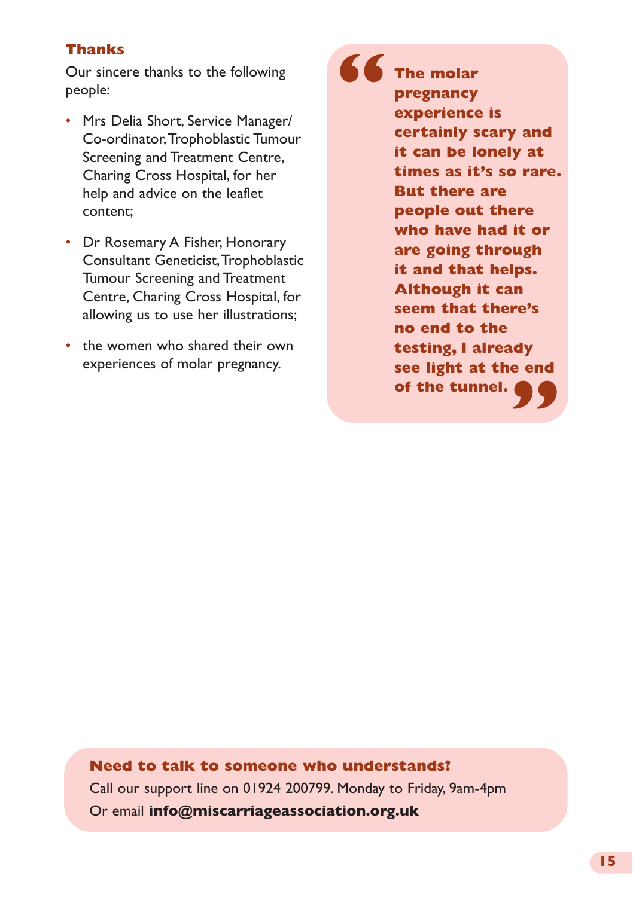## Thanks

Our sincere thanks to the following people:

- Mrs Delia Short, Service Manager/Co-ordinator, Trophoblastic Tumour Screening and Treatment Centre, Charing Cross Hospital, for her help and advice on the leaflet content;
- Dr Rosemary A Fisher, Honorary Consultant Geneticist, Trophoblastic Tumour Screening and Treatment Centre, Charing Cross Hospital, for allowing us to use her illustrations;
- the women who shared their own experiences of molar pregnancy.

> **"The molar pregnancy experience is certainly scary and it can be lonely at times as it's so rare. But there are people out there who have had it or are going through it and that helps. Although it can seem that there's no end to the testing, I already see light at the end of the tunnel."**

**Need to talk to someone who understands?**

Call our support line on 01924 200799. Monday to Friday, 9am-4pm

Or email **info@miscarriageassociation.org.uk**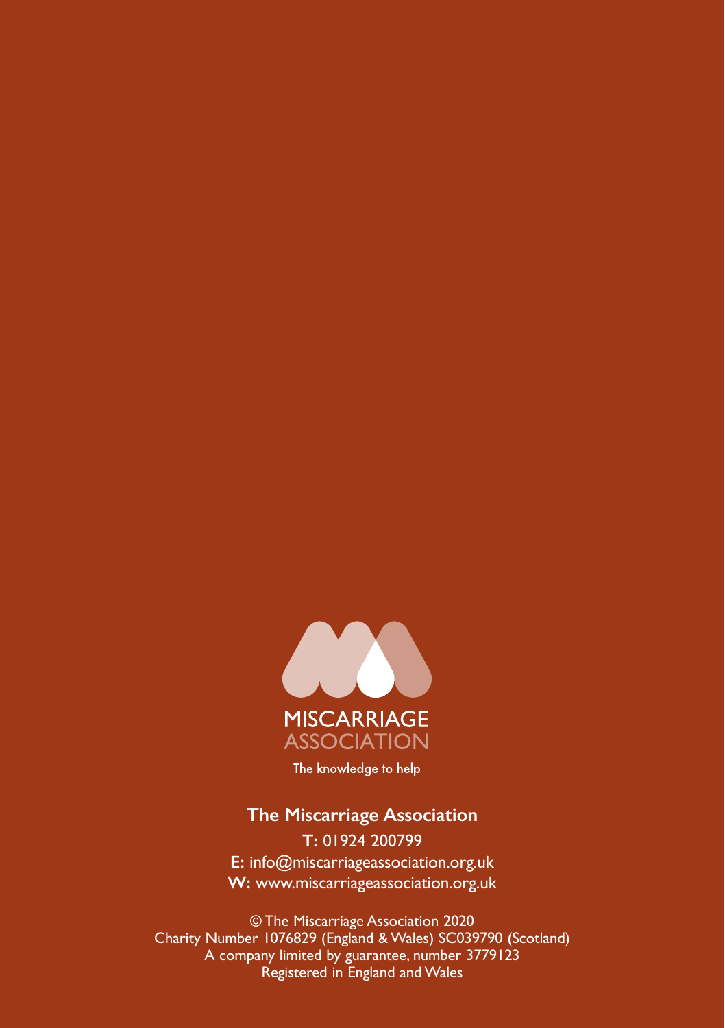MISCARRIAGE
ASSOCIATION

The knowledge to help

**The Miscarriage Association**

**T:** 01924 200799

**E:** info@miscarriageassociation.org.uk

**W:** www.miscarriageassociation.org.uk

© The Miscarriage Association 2020
Charity Number 1076829 (England & Wales) SC039790 (Scotland)
A company limited by guarantee, number 3779123
Registered in England and Wales